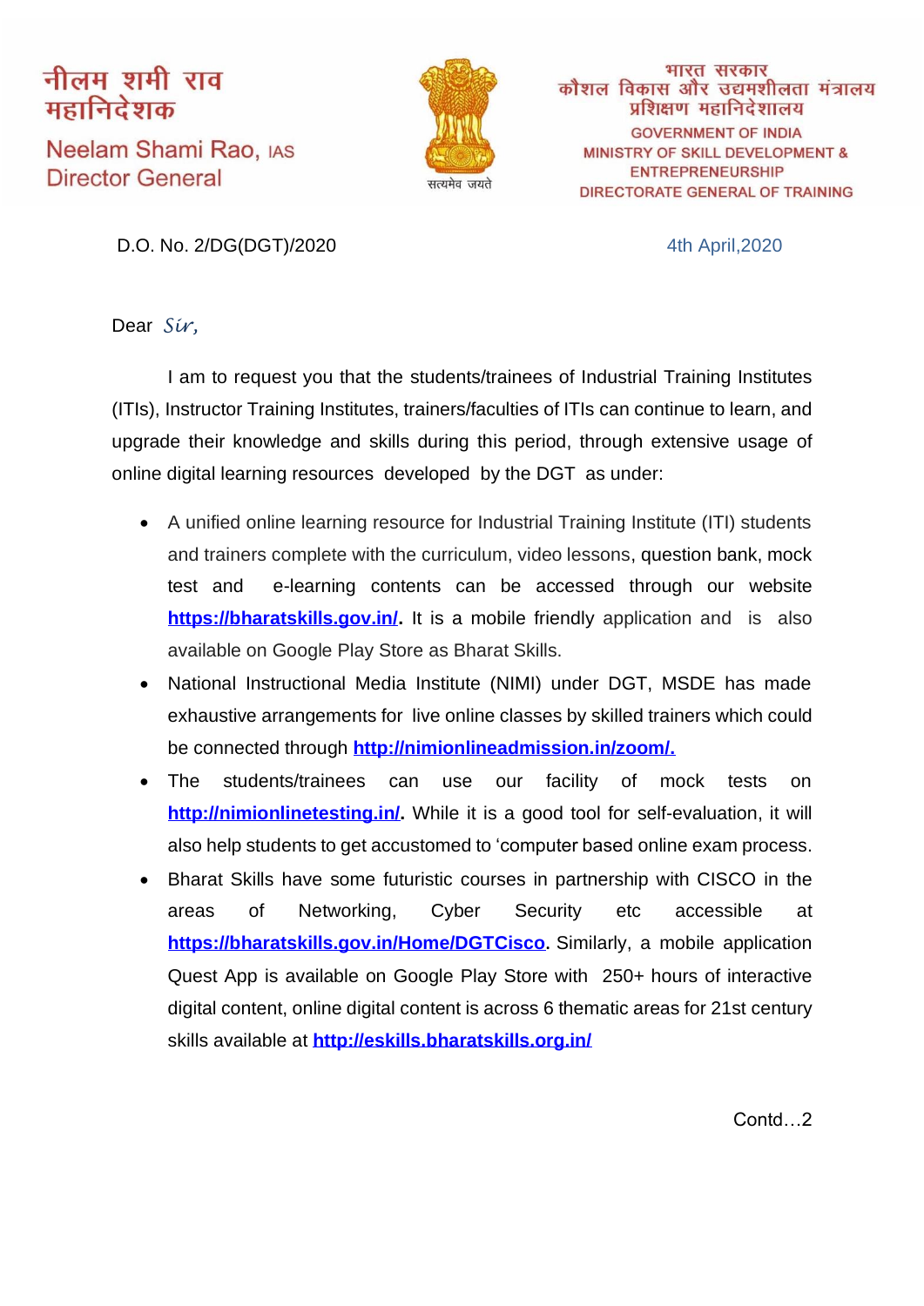नीलम शमी राव
महानिदेशक

Neelam Shami Rao, IAS
Director General

सत्यमेव जयते

भारत सरकार
कौशल विकास और उद्यमशीलता मंत्रालय
प्रशिक्षण महानिदेशालय

GOVERNMENT OF INDIA
MINISTRY OF SKILL DEVELOPMENT & ENTREPRENEURSHIP
DIRECTORATE GENERAL OF TRAINING

D.O. No. 2/DG(DGT)/2020 4th April,2020

Dear *Sir,*

I am to request you that the students/trainees of Industrial Training Institutes (ITIs), Instructor Training Institutes, trainers/faculties of ITIs can continue to learn, and upgrade their knowledge and skills during this period, through extensive usage of online digital learning resources developed by the DGT as under:

- A unified online learning resource for Industrial Training Institute (ITI) students and trainers complete with the curriculum, video lessons, question bank, mock test and e-learning contents can be accessed through our website **https://bharatskills.gov.in/.** It is a mobile friendly application and is also available on Google Play Store as Bharat Skills.
- National Instructional Media Institute (NIMI) under DGT, MSDE has made exhaustive arrangements for live online classes by skilled trainers which could be connected through **http://nimionlineadmission.in/zoom/.**
- The students/trainees can use our facility of mock tests on **http://nimionlinetesting.in/.** While it is a good tool for self-evaluation, it will also help students to get accustomed to 'computer based online exam process.
- Bharat Skills have some futuristic courses in partnership with CISCO in the areas of Networking, Cyber Security etc accessible at **https://bharatskills.gov.in/Home/DGTCisco**. Similarly, a mobile application Quest App is available on Google Play Store with 250+ hours of interactive digital content, online digital content is across 6 thematic areas for 21st century skills available at **http://eskills.bharatskills.org.in/**

Contd…2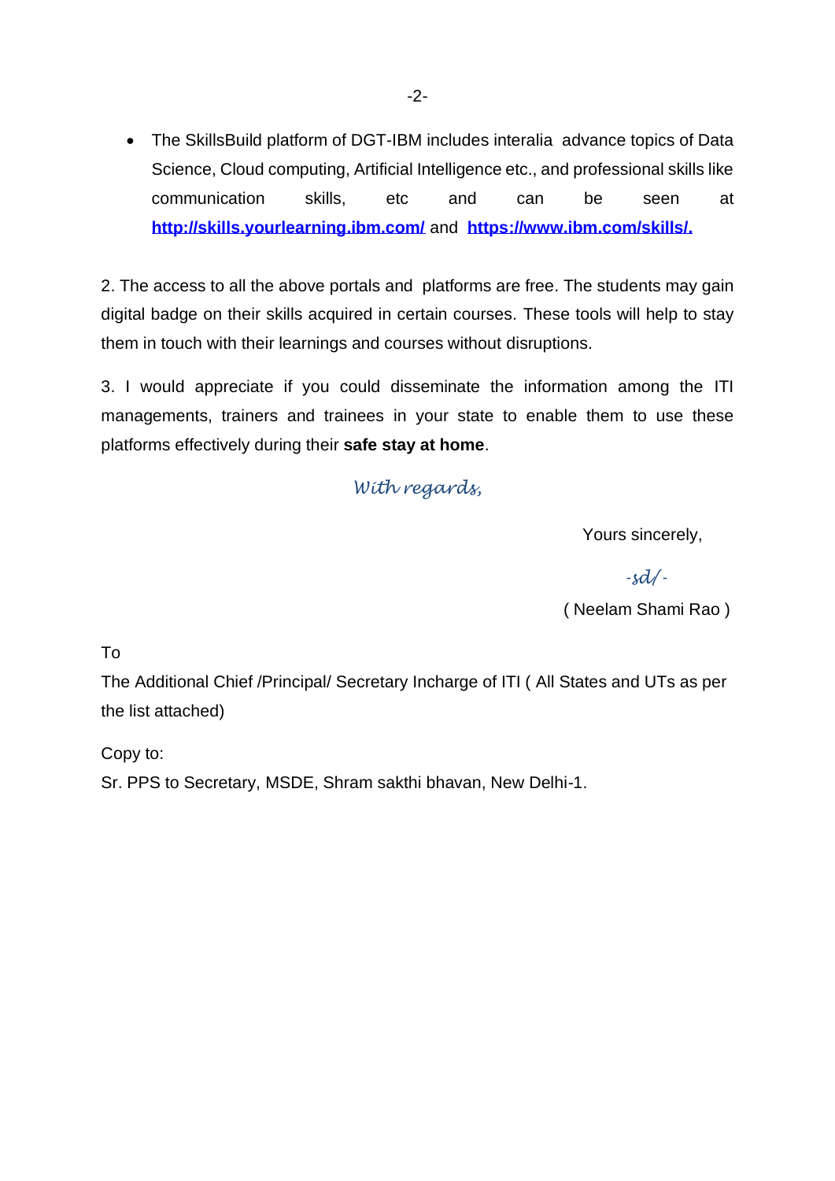- The SkillsBuild platform of DGT-IBM includes interalia advance topics of Data Science, Cloud computing, Artificial Intelligence etc., and professional skills like communication skills, etc and can be seen at **http://skills.yourlearning.ibm.com/** and **https://www.ibm.com/skills/.**

2. The access to all the above portals and platforms are free. The students may gain digital badge on their skills acquired in certain courses. These tools will help to stay them in touch with their learnings and courses without disruptions.

3. I would appreciate if you could disseminate the information among the ITI managements, trainers and trainees in your state to enable them to use these platforms effectively during their **safe stay at home**.

*With regards,*

Yours sincerely,

*-sd/-*

( Neelam Shami Rao )

To

The Additional Chief /Principal/ Secretary Incharge of ITI ( All States and UTs as per the list attached)

Copy to:

Sr. PPS to Secretary, MSDE, Shram sakthi bhavan, New Delhi-1.